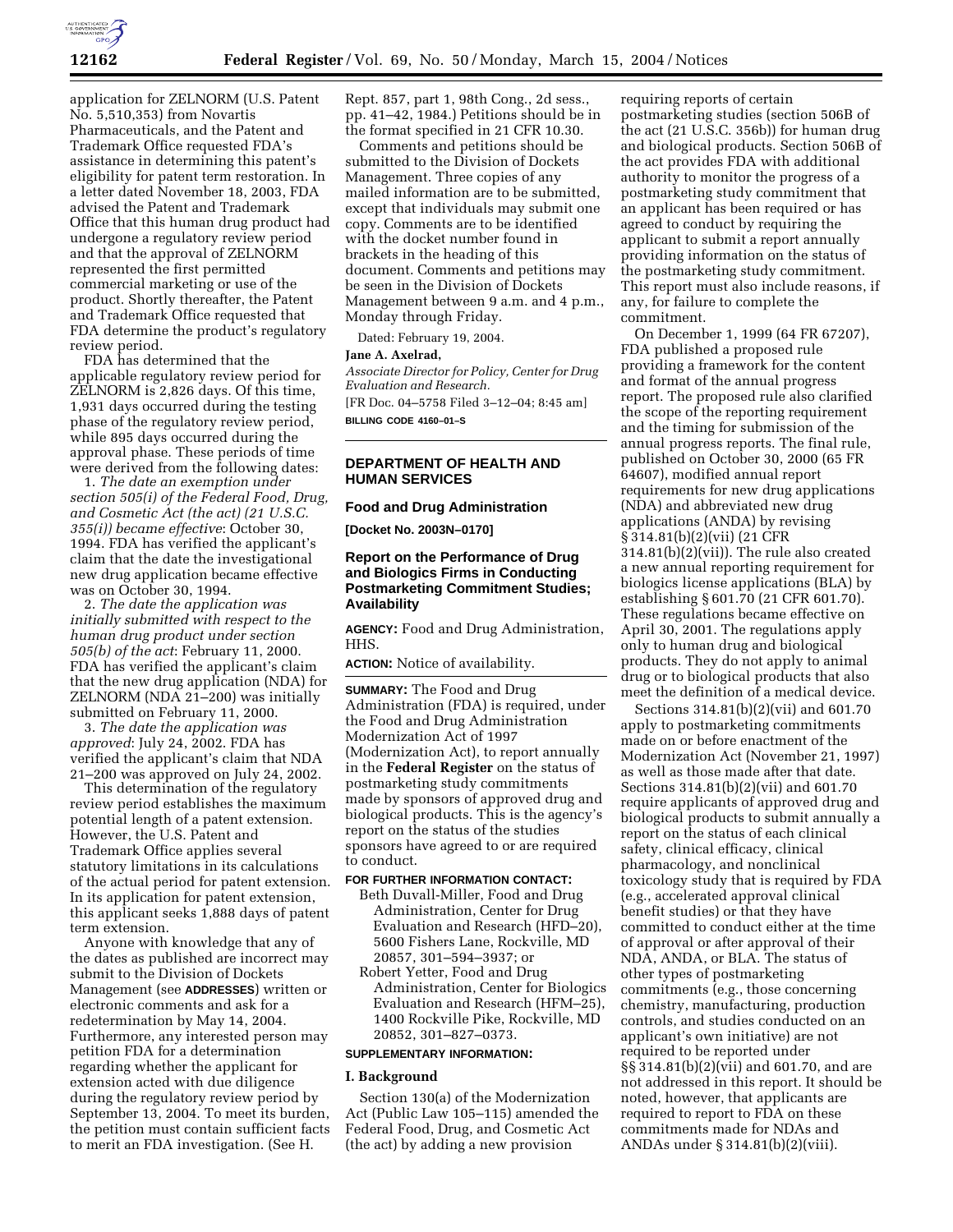application for ZELNORM (U.S. Patent No. 5,510,353) from Novartis Pharmaceuticals, and the Patent and Trademark Office requested FDA's assistance in determining this patent's eligibility for patent term restoration. In a letter dated November 18, 2003, FDA advised the Patent and Trademark Office that this human drug product had undergone a regulatory review period and that the approval of ZELNORM represented the first permitted commercial marketing or use of the product. Shortly thereafter, the Patent and Trademark Office requested that FDA determine the product's regulatory review period.

FDA has determined that the applicable regulatory review period for ZELNORM is 2,826 days. Of this time, 1,931 days occurred during the testing phase of the regulatory review period, while 895 days occurred during the approval phase. These periods of time were derived from the following dates:

1. *The date an exemption under section 505(i) of the Federal Food, Drug, and Cosmetic Act (the act) (21 U.S.C. 355(i)) became effective*: October 30, 1994. FDA has verified the applicant's claim that the date the investigational new drug application became effective was on October 30, 1994.

2. *The date the application was initially submitted with respect to the human drug product under section 505(b) of the act*: February 11, 2000. FDA has verified the applicant's claim that the new drug application (NDA) for ZELNORM (NDA 21–200) was initially submitted on February 11, 2000.

3. *The date the application was approved*: July 24, 2002. FDA has verified the applicant's claim that NDA 21–200 was approved on July 24, 2002.

This determination of the regulatory review period establishes the maximum potential length of a patent extension. However, the U.S. Patent and Trademark Office applies several statutory limitations in its calculations of the actual period for patent extension. In its application for patent extension, this applicant seeks 1,888 days of patent term extension.

Anyone with knowledge that any of the dates as published are incorrect may submit to the Division of Dockets Management (see **ADDRESSES**) written or electronic comments and ask for a redetermination by May 14, 2004. Furthermore, any interested person may petition FDA for a determination regarding whether the applicant for extension acted with due diligence during the regulatory review period by September 13, 2004. To meet its burden, the petition must contain sufficient facts to merit an FDA investigation. (See H. Rept. 857, part 1, 98th Cong., 2d sess., pp. 41–42, 1984.) Petitions should be in the format specified in 21 CFR 10.30.

Comments and petitions should be submitted to the Division of Dockets Management. Three copies of any mailed information are to be submitted, except that individuals may submit one copy. Comments are to be identified with the docket number found in brackets in the heading of this document. Comments and petitions may be seen in the Division of Dockets Management between 9 a.m. and 4 p.m., Monday through Friday.

Dated: February 19, 2004.

**Jane A. Axelrad,**

*Associate Director for Policy, Center for Drug Evaluation and Research.*

[FR Doc. 04–5758 Filed 3–12–04; 8:45 am]

**BILLING CODE 4160–01–S**

## DEPARTMENT OF HEALTH AND HUMAN SERVICES

### Food and Drug Administration

**[Docket No. 2003N–0170]**

### Report on the Performance of Drug and Biologics Firms in Conducting Postmarketing Commitment Studies; Availability

**AGENCY:** Food and Drug Administration, HHS.

**ACTION:** Notice of availability.

**SUMMARY:** The Food and Drug Administration (FDA) is required, under the Food and Drug Administration Modernization Act of 1997 (Modernization Act), to report annually in the **Federal Register** on the status of postmarketing study commitments made by sponsors of approved drug and biological products. This is the agency's report on the status of the studies sponsors have agreed to or are required to conduct.

**FOR FURTHER INFORMATION CONTACT:**

Beth Duvall-Miller, Food and Drug Administration, Center for Drug Evaluation and Research (HFD–20), 5600 Fishers Lane, Rockville, MD 20857, 301–594–3937; or

Robert Yetter, Food and Drug Administration, Center for Biologics Evaluation and Research (HFM–25), 1400 Rockville Pike, Rockville, MD 20852, 301–827–0373.

**SUPPLEMENTARY INFORMATION:**

#### I. Background

Section 130(a) of the Modernization Act (Public Law 105–115) amended the Federal Food, Drug, and Cosmetic Act (the act) by adding a new provision requiring reports of certain postmarketing studies (section 506B of the act (21 U.S.C. 356b)) for human drug and biological products. Section 506B of the act provides FDA with additional authority to monitor the progress of a postmarketing study commitment that an applicant has been required or has agreed to conduct by requiring the applicant to submit a report annually providing information on the status of the postmarketing study commitment. This report must also include reasons, if any, for failure to complete the commitment.

On December 1, 1999 (64 FR 67207), FDA published a proposed rule providing a framework for the content and format of the annual progress report. The proposed rule also clarified the scope of the reporting requirement and the timing for submission of the annual progress reports. The final rule, published on October 30, 2000 (65 FR 64607), modified annual report requirements for new drug applications (NDA) and abbreviated new drug applications (ANDA) by revising § 314.81(b)(2)(vii) (21 CFR 314.81(b)(2)(vii)). The rule also created a new annual reporting requirement for biologics license applications (BLA) by establishing § 601.70 (21 CFR 601.70). These regulations became effective on April 30, 2001. The regulations apply only to human drug and biological products. They do not apply to animal drug or to biological products that also meet the definition of a medical device.

Sections 314.81(b)(2)(vii) and 601.70 apply to postmarketing commitments made on or before enactment of the Modernization Act (November 21, 1997) as well as those made after that date. Sections 314.81(b)(2)(vii) and 601.70 require applicants of approved drug and biological products to submit annually a report on the status of each clinical safety, clinical efficacy, clinical pharmacology, and nonclinical toxicology study that is required by FDA (e.g., accelerated approval clinical benefit studies) or that they have committed to conduct either at the time of approval or after approval of their NDA, ANDA, or BLA. The status of other types of postmarketing commitments (e.g., those concerning chemistry, manufacturing, production controls, and studies conducted on an applicant's own initiative) are not required to be reported under §§ 314.81(b)(2)(vii) and 601.70, and are not addressed in this report. It should be noted, however, that applicants are required to report to FDA on these commitments made for NDAs and ANDAs under § 314.81(b)(2)(viii).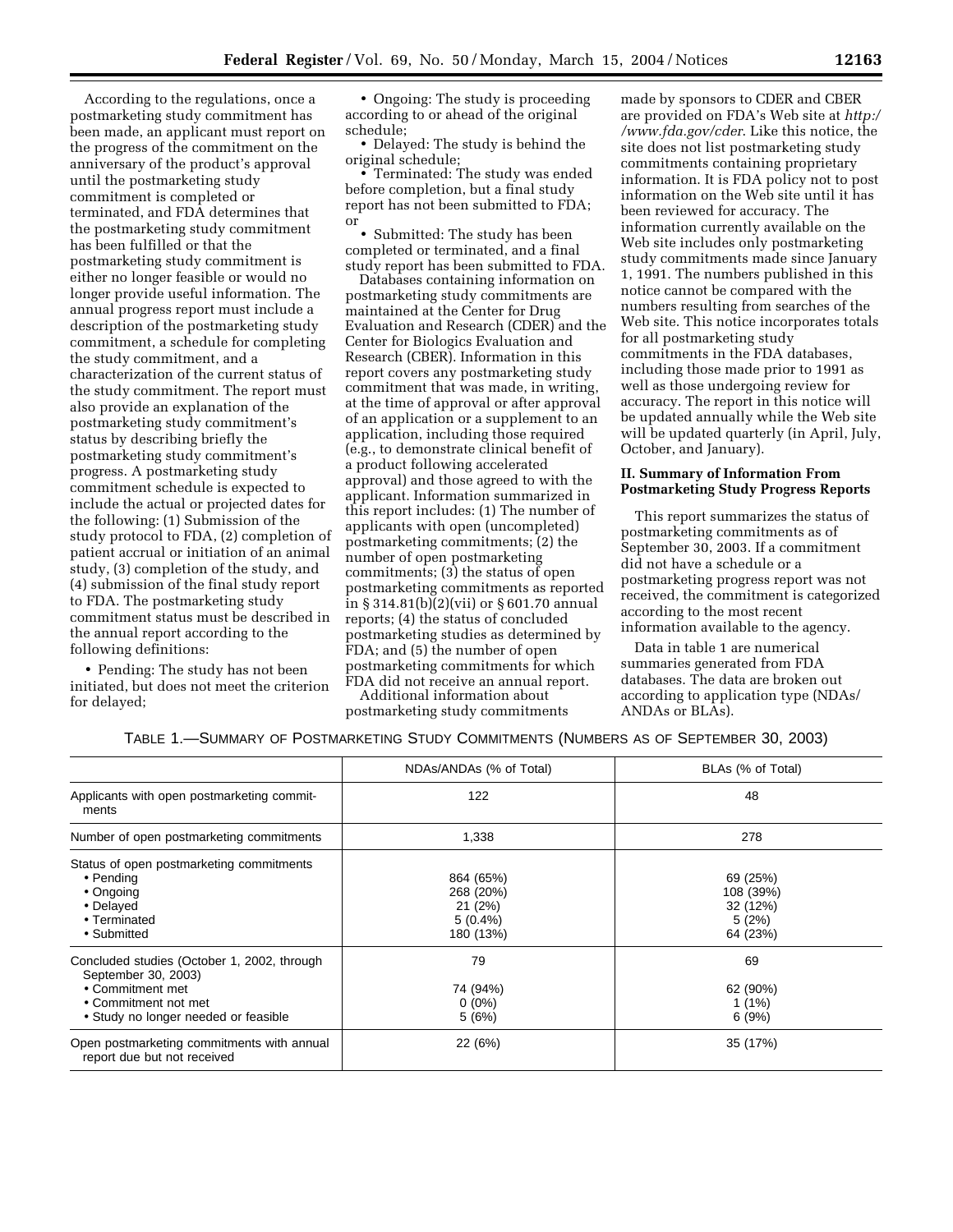According to the regulations, once a postmarketing study commitment has been made, an applicant must report on the progress of the commitment on the anniversary of the product's approval until the postmarketing study commitment is completed or terminated, and FDA determines that the postmarketing study commitment has been fulfilled or that the postmarketing study commitment is either no longer feasible or would no longer provide useful information. The annual progress report must include a description of the postmarketing study commitment, a schedule for completing the study commitment, and a characterization of the current status of the study commitment. The report must also provide an explanation of the postmarketing study commitment's status by describing briefly the postmarketing study commitment's progress. A postmarketing study commitment schedule is expected to include the actual or projected dates for the following: (1) Submission of the study protocol to FDA, (2) completion of patient accrual or initiation of an animal study, (3) completion of the study, and (4) submission of the final study report to FDA. The postmarketing study commitment status must be described in the annual report according to the following definitions:

- Pending: The study has not been initiated, but does not meet the criterion for delayed;
- Ongoing: The study is proceeding according to or ahead of the original schedule;
- Delayed: The study is behind the original schedule;
- Terminated: The study was ended before completion, but a final study report has not been submitted to FDA; or
- Submitted: The study has been completed or terminated, and a final study report has been submitted to FDA.

Databases containing information on postmarketing study commitments are maintained at the Center for Drug Evaluation and Research (CDER) and the Center for Biologics Evaluation and Research (CBER). Information in this report covers any postmarketing study commitment that was made, in writing, at the time of approval or after approval of an application or a supplement to an application, including those required (e.g., to demonstrate clinical benefit of a product following accelerated approval) and those agreed to with the applicant. Information summarized in this report includes: (1) The number of applicants with open (uncompleted) postmarketing commitments; (2) the number of open postmarketing commitments; (3) the status of open postmarketing commitments as reported in § 314.81(b)(2)(vii) or § 601.70 annual reports; (4) the status of concluded postmarketing studies as determined by FDA; and (5) the number of open postmarketing commitments for which FDA did not receive an annual report.

Additional information about postmarketing study commitments made by sponsors to CDER and CBER are provided on FDA's Web site at *http://www.fda.gov/cder*. Like this notice, the site does not list postmarketing study commitments containing proprietary information. It is FDA policy not to post information on the Web site until it has been reviewed for accuracy. The information currently available on the Web site includes only postmarketing study commitments made since January 1, 1991. The numbers published in this notice cannot be compared with the numbers resulting from searches of the Web site. This notice incorporates totals for all postmarketing study commitments in the FDA databases, including those made prior to 1991 as well as those undergoing review for accuracy. The report in this notice will be updated annually while the Web site will be updated quarterly (in April, July, October, and January).

## II. Summary of Information From Postmarketing Study Progress Reports

This report summarizes the status of postmarketing commitments as of September 30, 2003. If a commitment did not have a schedule or a postmarketing progress report was not received, the commitment is categorized according to the most recent information available to the agency.

Data in table 1 are numerical summaries generated from FDA databases. The data are broken out according to application type (NDAs/ANDAs or BLAs).

TABLE 1.—SUMMARY OF POSTMARKETING STUDY COMMITMENTS (NUMBERS AS OF SEPTEMBER 30, 2003)

| | NDAs/ANDAs (% of Total) | BLAs (% of Total) |
|---|---|---|
| Applicants with open postmarketing commitments | 122 | 48 |
| Number of open postmarketing commitments | 1,338 | 278 |
| Status of open postmarketing commitments | | |
| • Pending | 864 (65%) | 69 (25%) |
| • Ongoing | 268 (20%) | 108 (39%) |
| • Delayed | 21 (2%) | 32 (12%) |
| • Terminated | 5 (0.4%) | 5 (2%) |
| • Submitted | 180 (13%) | 64 (23%) |
| Concluded studies (October 1, 2002, through September 30, 2003) | 79 | 69 |
| • Commitment met | 74 (94%) | 62 (90%) |
| • Commitment not met | 0 (0%) | 1 (1%) |
| • Study no longer needed or feasible | 5 (6%) | 6 (9%) |
| Open postmarketing commitments with annual report due but not received | 22 (6%) | 35 (17%) |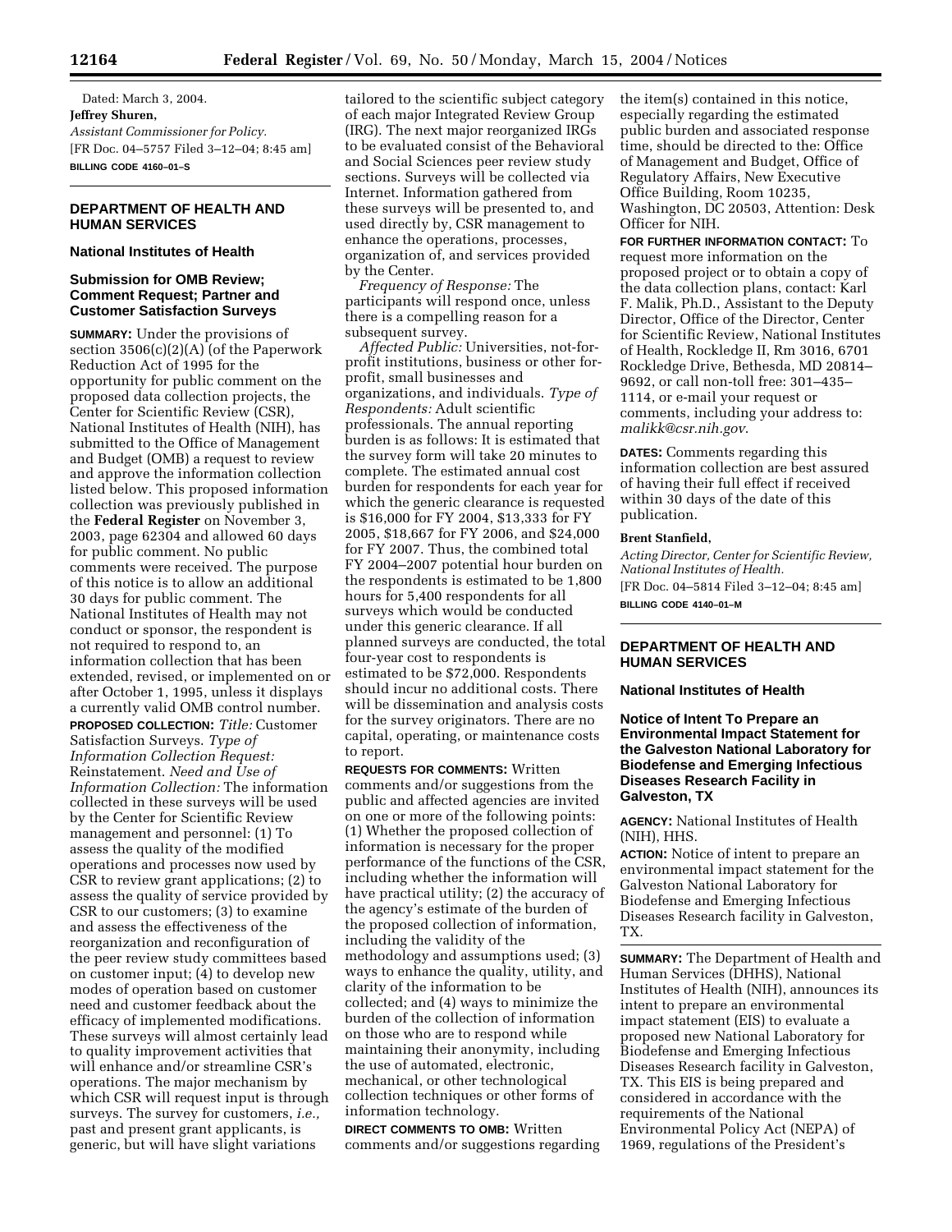Dated: March 3, 2004.

**Jeffrey Shuren,**

*Assistant Commissioner for Policy.*

[FR Doc. 04–5757 Filed 3–12–04; 8:45 am]

**BILLING CODE 4160–01–S**

## DEPARTMENT OF HEALTH AND HUMAN SERVICES

### National Institutes of Health

### Submission for OMB Review; Comment Request; Partner and Customer Satisfaction Surveys

**SUMMARY:** Under the provisions of section 3506(c)(2)(A) (of the Paperwork Reduction Act of 1995 for the opportunity for public comment on the proposed data collection projects, the Center for Scientific Review (CSR), National Institutes of Health (NIH), has submitted to the Office of Management and Budget (OMB) a request to review and approve the information collection listed below. This proposed information collection was previously published in the **Federal Register** on November 3, 2003, page 62304 and allowed 60 days for public comment. No public comments were received. The purpose of this notice is to allow an additional 30 days for public comment. The National Institutes of Health may not conduct or sponsor, the respondent is not required to respond to, an information collection that has been extended, revised, or implemented on or after October 1, 1995, unless it displays a currently valid OMB control number.

**PROPOSED COLLECTION:** *Title:* Customer Satisfaction Surveys. *Type of Information Collection Request:* Reinstatement. *Need and Use of Information Collection:* The information collected in these surveys will be used by the Center for Scientific Review management and personnel: (1) To assess the quality of the modified operations and processes now used by CSR to review grant applications; (2) to assess the quality of service provided by CSR to our customers; (3) to examine and assess the effectiveness of the reorganization and reconfiguration of the peer review study committees based on customer input; (4) to develop new modes of operation based on customer need and customer feedback about the efficacy of implemented modifications. These surveys will almost certainly lead to quality improvement activities that will enhance and/or streamline CSR's operations. The major mechanism by which CSR will request input is through surveys. The survey for customers, *i.e.,* past and present grant applicants, is generic, but will have slight variations tailored to the scientific subject category of each major Integrated Review Group (IRG). The next major reorganized IRGs to be evaluated consist of the Behavioral and Social Sciences peer review study sections. Surveys will be collected via Internet. Information gathered from these surveys will be presented to, and used directly by, CSR management to enhance the operations, processes, organization of, and services provided by the Center.

*Frequency of Response:* The participants will respond once, unless there is a compelling reason for a subsequent survey.

*Affected Public:* Universities, not-for-profit institutions, business or other for-profit, small businesses and organizations, and individuals. *Type of Respondents:* Adult scientific professionals. The annual reporting burden is as follows: It is estimated that the survey form will take 20 minutes to complete. The estimated annual cost burden for respondents for each year for which the generic clearance is requested is $16,000 for FY 2004, $13,333 for FY 2005, $18,667 for FY 2006, and $24,000 for FY 2007. Thus, the combined total FY 2004–2007 potential hour burden on the respondents is estimated to be 1,800 hours for 5,400 respondents for all surveys which would be conducted under this generic clearance. If all planned surveys are conducted, the total four-year cost to respondents is estimated to be $72,000. Respondents should incur no additional costs. There will be dissemination and analysis costs for the survey originators. There are no capital, operating, or maintenance costs to report.

**REQUESTS FOR COMMENTS:** Written comments and/or suggestions from the public and affected agencies are invited on one or more of the following points: (1) Whether the proposed collection of information is necessary for the proper performance of the functions of the CSR, including whether the information will have practical utility; (2) the accuracy of the agency's estimate of the burden of the proposed collection of information, including the validity of the methodology and assumptions used; (3) ways to enhance the quality, utility, and clarity of the information to be collected; and (4) ways to minimize the burden of the collection of information on those who are to respond while maintaining their anonymity, including the use of automated, electronic, mechanical, or other technological collection techniques or other forms of information technology.

**DIRECT COMMENTS TO OMB:** Written comments and/or suggestions regarding the item(s) contained in this notice, especially regarding the estimated public burden and associated response time, should be directed to the: Office of Management and Budget, Office of Regulatory Affairs, New Executive Office Building, Room 10235, Washington, DC 20503, Attention: Desk Officer for NIH.

**FOR FURTHER INFORMATION CONTACT:** To request more information on the proposed project or to obtain a copy of the data collection plans, contact: Karl F. Malik, Ph.D., Assistant to the Deputy Director, Office of the Director, Center for Scientific Review, National Institutes of Health, Rockledge II, Rm 3016, 6701 Rockledge Drive, Bethesda, MD 20814–9692, or call non-toll free: 301–435–1114, or e-mail your request or comments, including your address to: *malikk@csr.nih.gov*.

**DATES:** Comments regarding this information collection are best assured of having their full effect if received within 30 days of the date of this publication.

**Brent Stanfield,**

*Acting Director, Center for Scientific Review, National Institutes of Health.*

[FR Doc. 04–5814 Filed 3–12–04; 8:45 am]

**BILLING CODE 4140–01–M**

## DEPARTMENT OF HEALTH AND HUMAN SERVICES

### National Institutes of Health

### Notice of Intent To Prepare an Environmental Impact Statement for the Galveston National Laboratory for Biodefense and Emerging Infectious Diseases Research Facility in Galveston, TX

**AGENCY:** National Institutes of Health (NIH), HHS.

**ACTION:** Notice of intent to prepare an environmental impact statement for the Galveston National Laboratory for Biodefense and Emerging Infectious Diseases Research facility in Galveston, TX.

**SUMMARY:** The Department of Health and Human Services (DHHS), National Institutes of Health (NIH), announces its intent to prepare an environmental impact statement (EIS) to evaluate a proposed new National Laboratory for Biodefense and Emerging Infectious Diseases Research facility in Galveston, TX. This EIS is being prepared and considered in accordance with the requirements of the National Environmental Policy Act (NEPA) of 1969, regulations of the President's